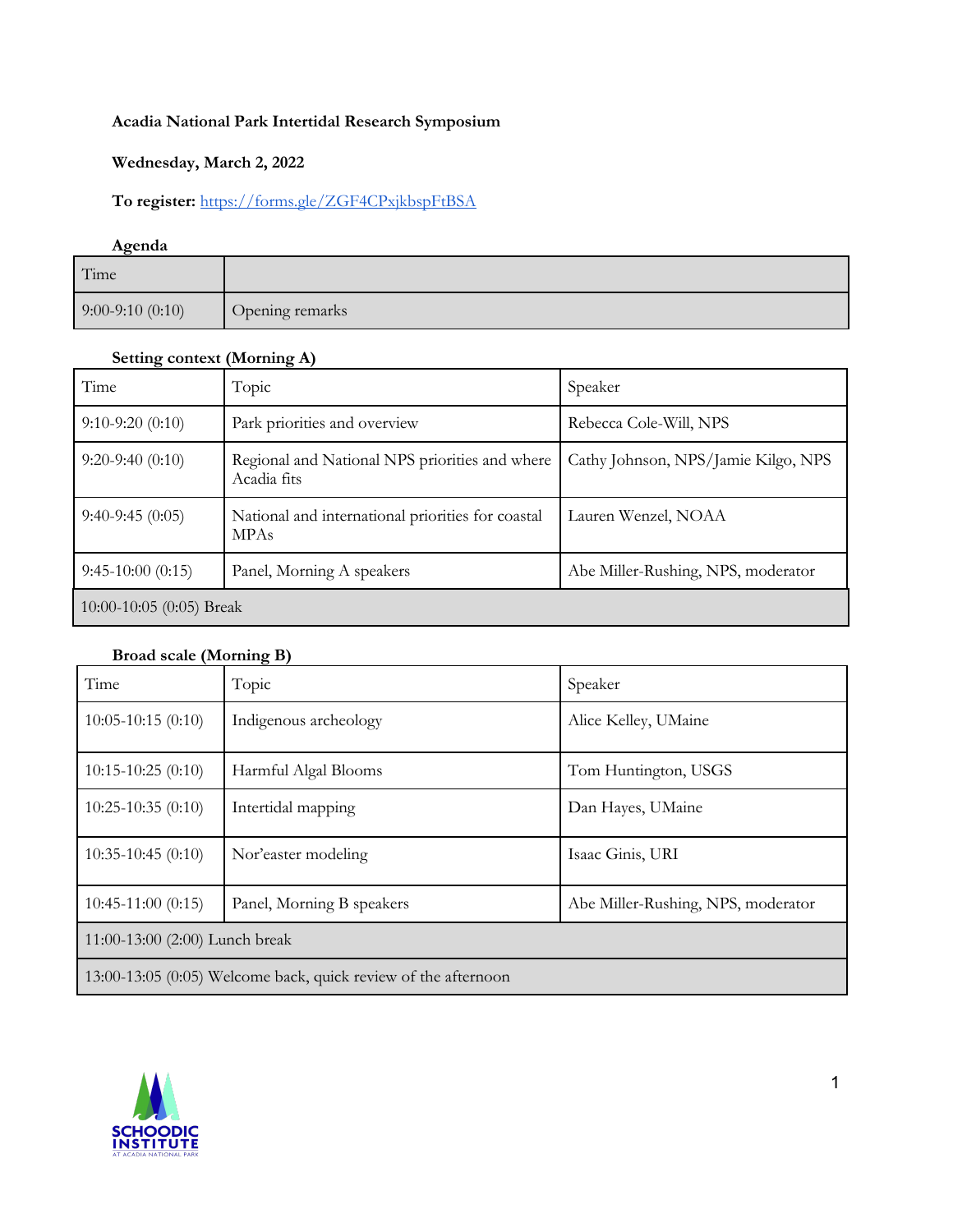**Acadia National Park Intertidal Research Symposium**

**Wednesday, March 2, 2022**

**To register:** https://forms.gle/ZGF4CPxjkbspFtBSA

**Agenda**

| Time | |
|---|---|
| 9:00-9:10 (0:10) | Opening remarks |

**Setting context (Morning A)**

| Time | Topic | Speaker |
|---|---|---|
| 9:10-9:20 (0:10) | Park priorities and overview | Rebecca Cole-Will, NPS |
| 9:20-9:40 (0:10) | Regional and National NPS priorities and where Acadia fits | Cathy Johnson, NPS/Jamie Kilgo, NPS |
| 9:40-9:45 (0:05) | National and international priorities for coastal MPAs | Lauren Wenzel, NOAA |
| 9:45-10:00 (0:15) | Panel, Morning A speakers | Abe Miller-Rushing, NPS, moderator |
| 10:00-10:05 (0:05) Break | | |

**Broad scale (Morning B)**

| Time | Topic | Speaker |
|---|---|---|
| 10:05-10:15 (0:10) | Indigenous archeology | Alice Kelley, UMaine |
| 10:15-10:25 (0:10) | Harmful Algal Blooms | Tom Huntington, USGS |
| 10:25-10:35 (0:10) | Intertidal mapping | Dan Hayes, UMaine |
| 10:35-10:45 (0:10) | Nor'easter modeling | Isaac Ginis, URI |
| 10:45-11:00 (0:15) | Panel, Morning B speakers | Abe Miller-Rushing, NPS, moderator |
| 11:00-13:00 (2:00) Lunch break | | |
| 13:00-13:05 (0:05) Welcome back, quick review of the afternoon | | |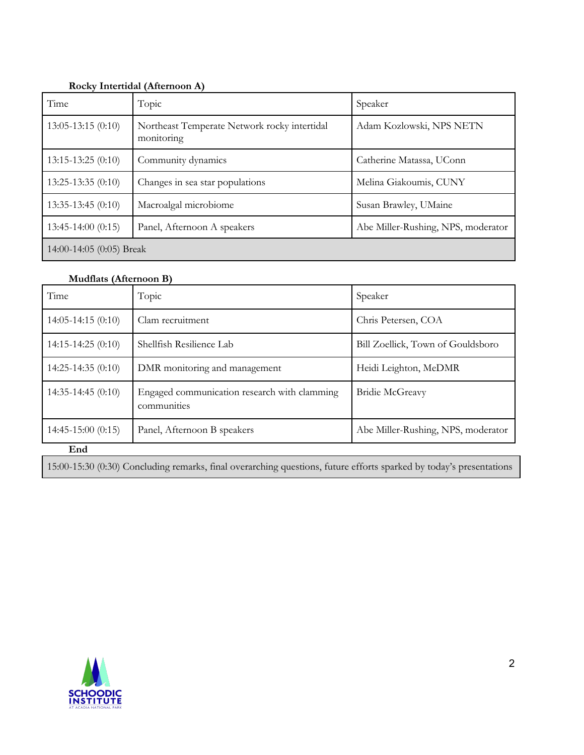**Rocky Intertidal (Afternoon A)**

| Time | Topic | Speaker |
|---|---|---|
| 13:05-13:15 (0:10) | Northeast Temperate Network rocky intertidal monitoring | Adam Kozlowski, NPS NETN |
| 13:15-13:25 (0:10) | Community dynamics | Catherine Matassa, UConn |
| 13:25-13:35 (0:10) | Changes in sea star populations | Melina Giakoumis, CUNY |
| 13:35-13:45 (0:10) | Macroalgal microbiome | Susan Brawley, UMaine |
| 13:45-14:00 (0:15) | Panel, Afternoon A speakers | Abe Miller-Rushing, NPS, moderator |
| 14:00-14:05 (0:05) Break | | |

**Mudflats (Afternoon B)**

| Time | Topic | Speaker |
|---|---|---|
| 14:05-14:15 (0:10) | Clam recruitment | Chris Petersen, COA |
| 14:15-14:25 (0:10) | Shellfish Resilience Lab | Bill Zoellick, Town of Gouldsboro |
| 14:25-14:35 (0:10) | DMR monitoring and management | Heidi Leighton, MeDMR |
| 14:35-14:45 (0:10) | Engaged communication research with clamming communities | Bridie McGreavy |
| 14:45-15:00 (0:15) | Panel, Afternoon B speakers | Abe Miller-Rushing, NPS, moderator |

**End**

| |
|---|
| 15:00-15:30 (0:30) Concluding remarks, final overarching questions, future efforts sparked by today's presentations |

SCHOODIC INSTITUTE AT ACADIA NATIONAL PARK